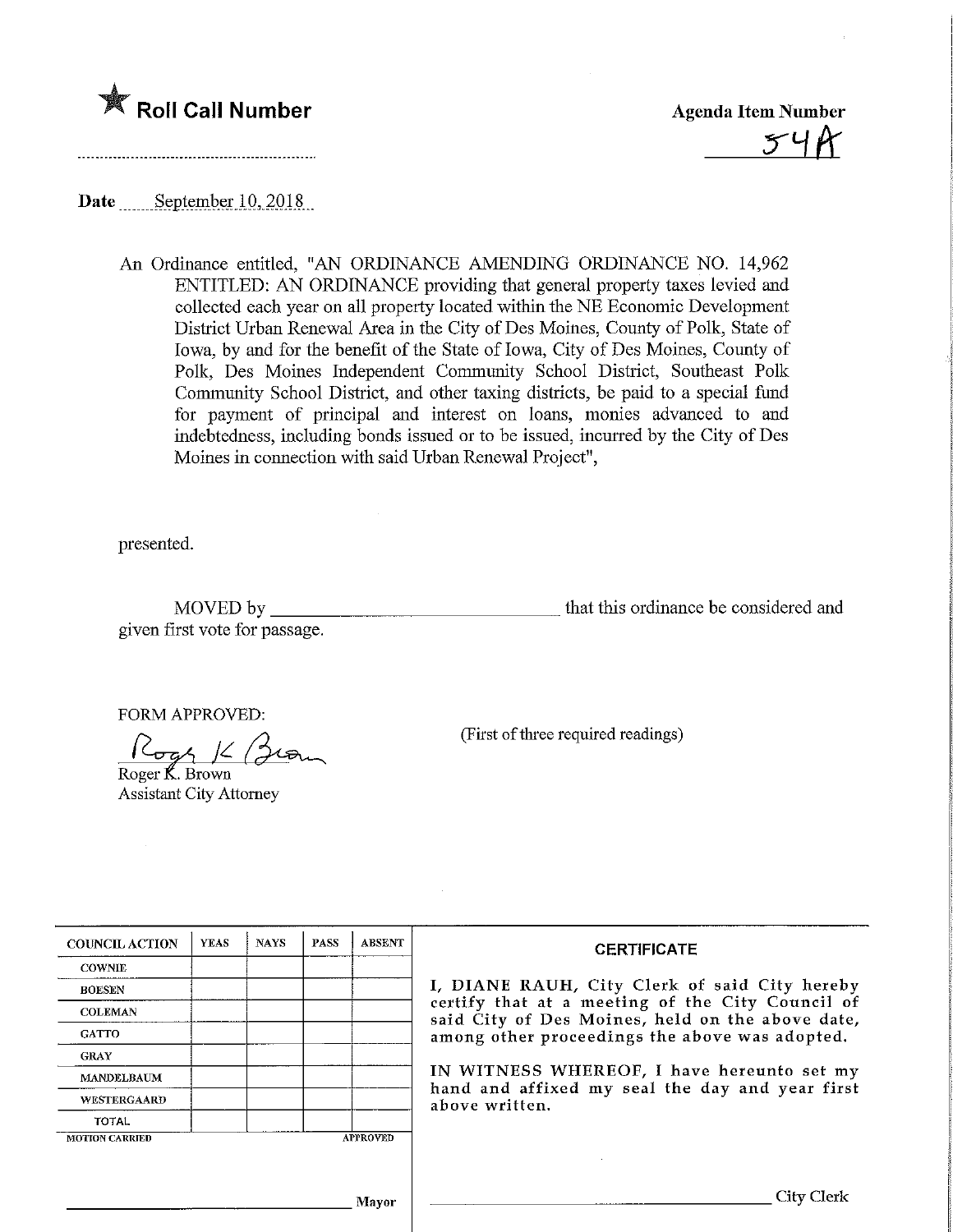★ **Roll Call Number**

**Agenda Item Number**

54A

**Date** September 10, 2018

An Ordinance entitled, "AN ORDINANCE AMENDING ORDINANCE NO. 14,962 ENTITLED: AN ORDINANCE providing that general property taxes levied and collected each year on all property located within the NE Economic Development District Urban Renewal Area in the City of Des Moines, County of Polk, State of Iowa, by and for the benefit of the State of Iowa, City of Des Moines, County of Polk, Des Moines Independent Community School District, Southeast Polk Community School District, and other taxing districts, be paid to a special fund for payment of principal and interest on loans, monies advanced to and indebtedness, including bonds issued or to be issued, incurred by the City of Des Moines in connection with said Urban Renewal Project",

presented.

MOVED by ______________________________ that this ordinance be considered and given first vote for passage.

FORM APPROVED:

Roger K. Brown
Assistant City Attorney

(First of three required readings)

| COUNCIL ACTION | YEAS | NAYS | PASS | ABSENT |
|---|---|---|---|---|
| COWNIE | | | | |
| BOESEN | | | | |
| COLEMAN | | | | |
| GATTO | | | | |
| GRAY | | | | |
| MANDELBAUM | | | | |
| WESTERGAARD | | | | |
| TOTAL | | | | |

MOTION CARRIED APPROVED

______________________________ Mayor

**CERTIFICATE**

I, DIANE RAUH, City Clerk of said City hereby certify that at a meeting of the City Council of said City of Des Moines, held on the above date, among other proceedings the above was adopted.

IN WITNESS WHEREOF, I have hereunto set my hand and affixed my seal the day and year first above written.

______________________________ City Clerk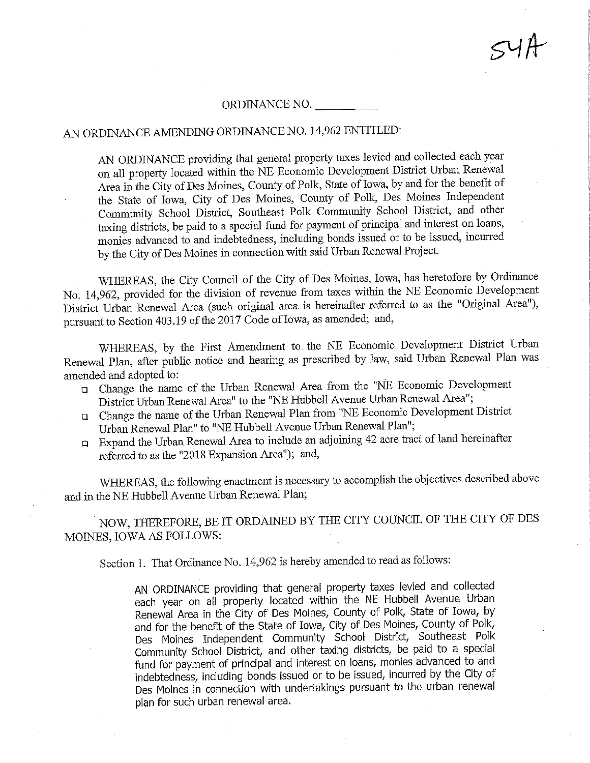54A

ORDINANCE NO. __________

AN ORDINANCE AMENDING ORDINANCE NO. 14,962 ENTITLED:

> AN ORDINANCE providing that general property taxes levied and collected each year on all property located within the NE Economic Development District Urban Renewal Area in the City of Des Moines, County of Polk, State of Iowa, by and for the benefit of the State of Iowa, City of Des Moines, County of Polk, Des Moines Independent Community School District, Southeast Polk Community School District, and other taxing districts, be paid to a special fund for payment of principal and interest on loans, monies advanced to and indebtedness, including bonds issued or to be issued, incurred by the City of Des Moines in connection with said Urban Renewal Project.

WHEREAS, the City Council of the City of Des Moines, Iowa, has heretofore by Ordinance No. 14,962, provided for the division of revenue from taxes within the NE Economic Development District Urban Renewal Area (such original area is hereinafter referred to as the "Original Area"), pursuant to Section 403.19 of the 2017 Code of Iowa, as amended; and,

WHEREAS, by the First Amendment to the NE Economic Development District Urban Renewal Plan, after public notice and hearing as prescribed by law, said Urban Renewal Plan was amended and adopted to:

- Change the name of the Urban Renewal Area from the "NE Economic Development District Urban Renewal Area" to the "NE Hubbell Avenue Urban Renewal Area";
- Change the name of the Urban Renewal Plan from "NE Economic Development District Urban Renewal Plan" to "NE Hubbell Avenue Urban Renewal Plan";
- Expand the Urban Renewal Area to include an adjoining 42 acre tract of land hereinafter referred to as the "2018 Expansion Area"); and,

WHEREAS, the following enactment is necessary to accomplish the objectives described above and in the NE Hubbell Avenue Urban Renewal Plan;

NOW, THEREFORE, BE IT ORDAINED BY THE CITY COUNCIL OF THE CITY OF DES MOINES, IOWA AS FOLLOWS:

Section 1. That Ordinance No. 14,962 is hereby amended to read as follows:

> AN ORDINANCE providing that general property taxes levied and collected each year on all property located within the NE Hubbell Avenue Urban Renewal Area in the City of Des Moines, County of Polk, State of Iowa, by and for the benefit of the State of Iowa, City of Des Moines, County of Polk, Des Moines Independent Community School District, Southeast Polk Community School District, and other taxing districts, be paid to a special fund for payment of principal and interest on loans, monies advanced to and indebtedness, including bonds issued or to be issued, incurred by the City of Des Moines in connection with undertakings pursuant to the urban renewal plan for such urban renewal area.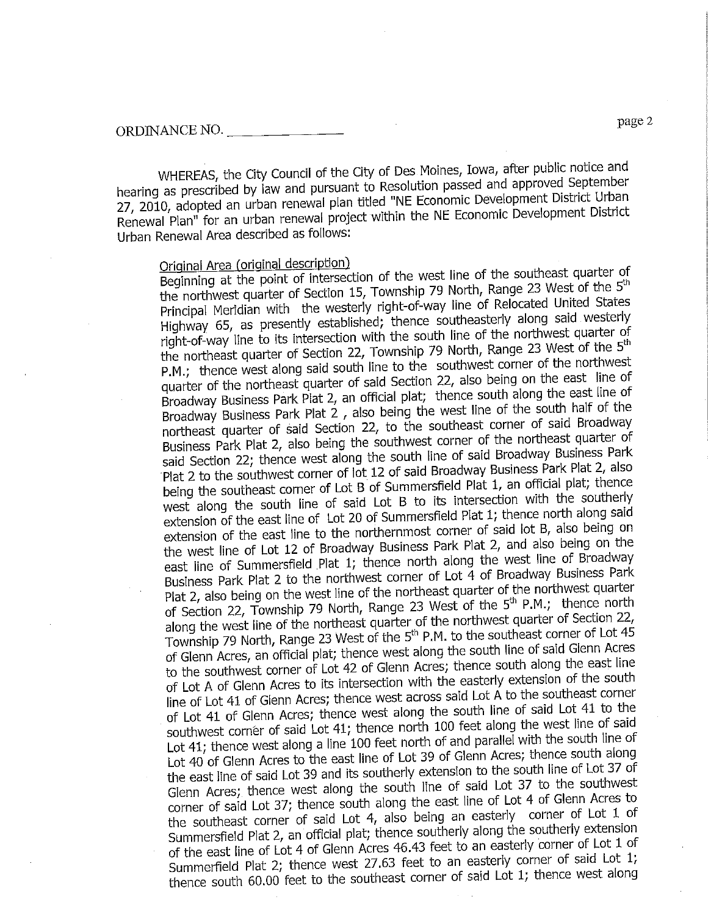ORDINANCE NO. _______________

WHEREAS, the City Council of the City of Des Moines, Iowa, after public notice and hearing as prescribed by law and pursuant to Resolution passed and approved September 27, 2010, adopted an urban renewal plan titled "NE Economic Development District Urban Renewal Plan" for an urban renewal project within the NE Economic Development District Urban Renewal Area described as follows:

Original Area (original description)

Beginning at the point of intersection of the west line of the southeast quarter of the northwest quarter of Section 15, Township 79 North, Range 23 West of the 5th Principal Meridian with the westerly right-of-way line of Relocated United States Highway 65, as presently established; thence southeasterly along said westerly right-of-way line to its intersection with the south line of the northwest quarter of the northeast quarter of Section 22, Township 79 North, Range 23 West of the 5th P.M.; thence west along said south line to the southwest corner of the northwest quarter of the northeast quarter of said Section 22, also being on the east line of Broadway Business Park Plat 2, an official plat; thence south along the east line of Broadway Business Park Plat 2 , also being the west line of the south half of the northeast quarter of said Section 22, to the southeast corner of said Broadway Business Park Plat 2, also being the southwest corner of the northeast quarter of said Section 22; thence west along the south line of said Broadway Business Park Plat 2 to the southwest corner of lot 12 of said Broadway Business Park Plat 2, also being the southeast corner of Lot B of Summersfield Plat 1, an official plat; thence west along the south line of said Lot B to its intersection with the southerly extension of the east line of Lot 20 of Summersfield Plat 1; thence north along said extension of the east line to the northernmost corner of said lot B, also being on the west line of Lot 12 of Broadway Business Park Plat 2, and also being on the east line of Summersfield Plat 1; thence north along the west line of Broadway Business Park Plat 2 to the northwest corner of Lot 4 of Broadway Business Park Plat 2, also being on the west line of the northeast quarter of the northwest quarter of Section 22, Township 79 North, Range 23 West of the 5th P.M.; thence north along the west line of the northeast quarter of the northwest quarter of Section 22, Township 79 North, Range 23 West of the 5th P.M. to the southeast corner of Lot 45 of Glenn Acres, an official plat; thence west along the south line of said Glenn Acres to the southwest corner of Lot 42 of Glenn Acres; thence south along the east line of Lot A of Glenn Acres to its intersection with the easterly extension of the south line of Lot 41 of Glenn Acres; thence west across said Lot A to the southeast corner of Lot 41 of Glenn Acres; thence west along the south line of said Lot 41 to the southwest corner of said Lot 41; thence north 100 feet along the west line of said Lot 41; thence west along a line 100 feet north of and parallel with the south line of Lot 40 of Glenn Acres to the east line of Lot 39 of Glenn Acres; thence south along the east line of said Lot 39 and its southerly extension to the south line of Lot 37 of Glenn Acres; thence west along the south line of said Lot 37 to the southwest corner of said Lot 37; thence south along the east line of Lot 4 of Glenn Acres to the southeast corner of said Lot 4, also being an easterly corner of Lot 1 of Summersfield Plat 2, an official plat; thence southerly along the southerly extension of the east line of Lot 4 of Glenn Acres 46.43 feet to an easterly corner of Lot 1 of Summerfield Plat 2; thence west 27.63 feet to an easterly corner of said Lot 1; thence south 60.00 feet to the southeast corner of said Lot 1; thence west along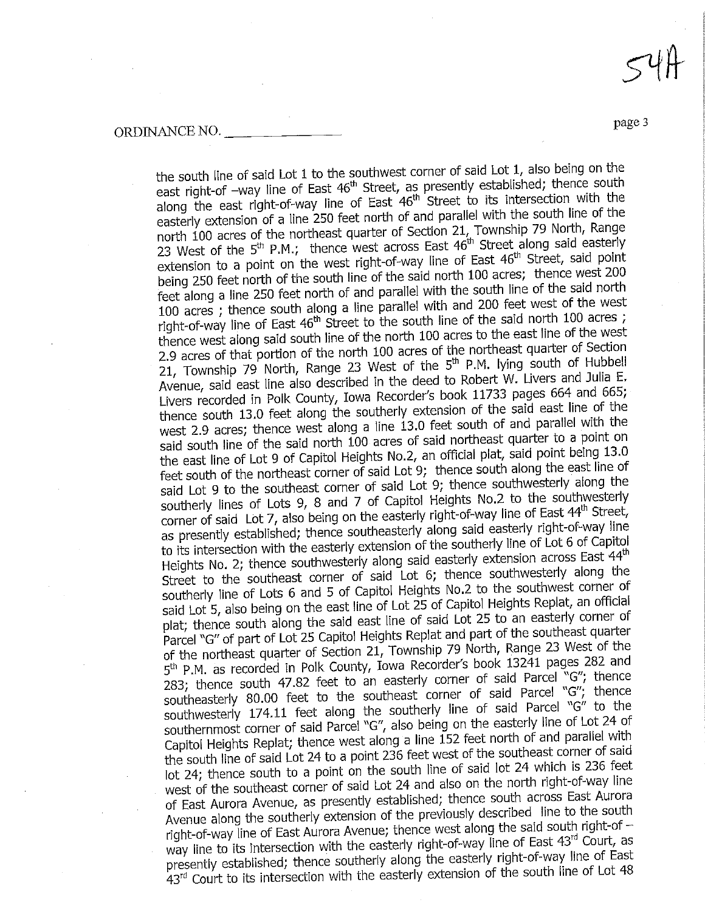ORDINANCE NO. ______________

the south line of said Lot 1 to the southwest corner of said Lot 1, also being on the east right-of -way line of East 46th Street, as presently established; thence south along the east right-of-way line of East 46th Street to its intersection with the easterly extension of a line 250 feet north of and parallel with the south line of the north 100 acres of the northeast quarter of Section 21, Township 79 North, Range 23 West of the 5th P.M.; thence west across East 46th Street along said easterly extension to a point on the west right-of-way line of East 46th Street, said point being 250 feet north of the south line of the said north 100 acres; thence west 200 feet along a line 250 feet north of and parallel with the south line of the said north 100 acres ; thence south along a line parallel with and 200 feet west of the west right-of-way line of East 46th Street to the south line of the said north 100 acres ; thence west along said south line of the north 100 acres to the east line of the west 2.9 acres of that portion of the north 100 acres of the northeast quarter of Section 21, Township 79 North, Range 23 West of the 5th P.M. lying south of Hubbell Avenue, said east line also described in the deed to Robert W. Livers and Julia E. Livers recorded in Polk County, Iowa Recorder's book 11733 pages 664 and 665; thence south 13.0 feet along the southerly extension of the said east line of the west 2.9 acres; thence west along a line 13.0 feet south of and parallel with the said south line of the said north 100 acres of said northeast quarter to a point on the east line of Lot 9 of Capitol Heights No.2, an official plat, said point being 13.0 feet south of the northeast corner of said Lot 9; thence south along the east line of said Lot 9 to the southeast corner of said Lot 9; thence southwesterly along the southerly lines of Lots 9, 8 and 7 of Capitol Heights No.2 to the southwesterly corner of said Lot 7, also being on the easterly right-of-way line of East 44th Street, as presently established; thence southeasterly along said easterly right-of-way line to its intersection with the easterly extension of the southerly line of Lot 6 of Capitol Heights No. 2; thence southwesterly along said easterly extension across East 44th Street to the southeast corner of said Lot 6; thence southwesterly along the southerly line of Lots 6 and 5 of Capitol Heights No.2 to the southwest corner of said Lot 5, also being on the east line of Lot 25 of Capitol Heights Replat, an official plat; thence south along the said east line of said Lot 25 to an easterly corner of Parcel "G" of part of Lot 25 Capitol Heights Replat and part of the southeast quarter of the northeast quarter of Section 21, Township 79 North, Range 23 West of the 5th P.M. as recorded in Polk County, Iowa Recorder's book 13241 pages 282 and 283; thence south 47.82 feet to an easterly corner of said Parcel "G"; thence southeasterly 80.00 feet to the southeast corner of said Parcel "G"; thence southwesterly 174.11 feet along the southerly line of said Parcel "G" to the southernmost corner of said Parcel "G", also being on the easterly line of Lot 24 of Capitol Heights Replat; thence west along a line 152 feet north of and parallel with the south line of said Lot 24 to a point 236 feet west of the southeast corner of said lot 24; thence south to a point on the south line of said lot 24 which is 236 feet west of the southeast corner of said Lot 24 and also on the north right-of-way line of East Aurora Avenue, as presently established; thence south across East Aurora Avenue along the southerly extension of the previously described line to the south right-of-way line of East Aurora Avenue; thence west along the said south right-of –way line to its intersection with the easterly right-of-way line of East 43rd Court, as presently established; thence southerly along the easterly right-of-way line of East 43rd Court to its intersection with the easterly extension of the south line of Lot 48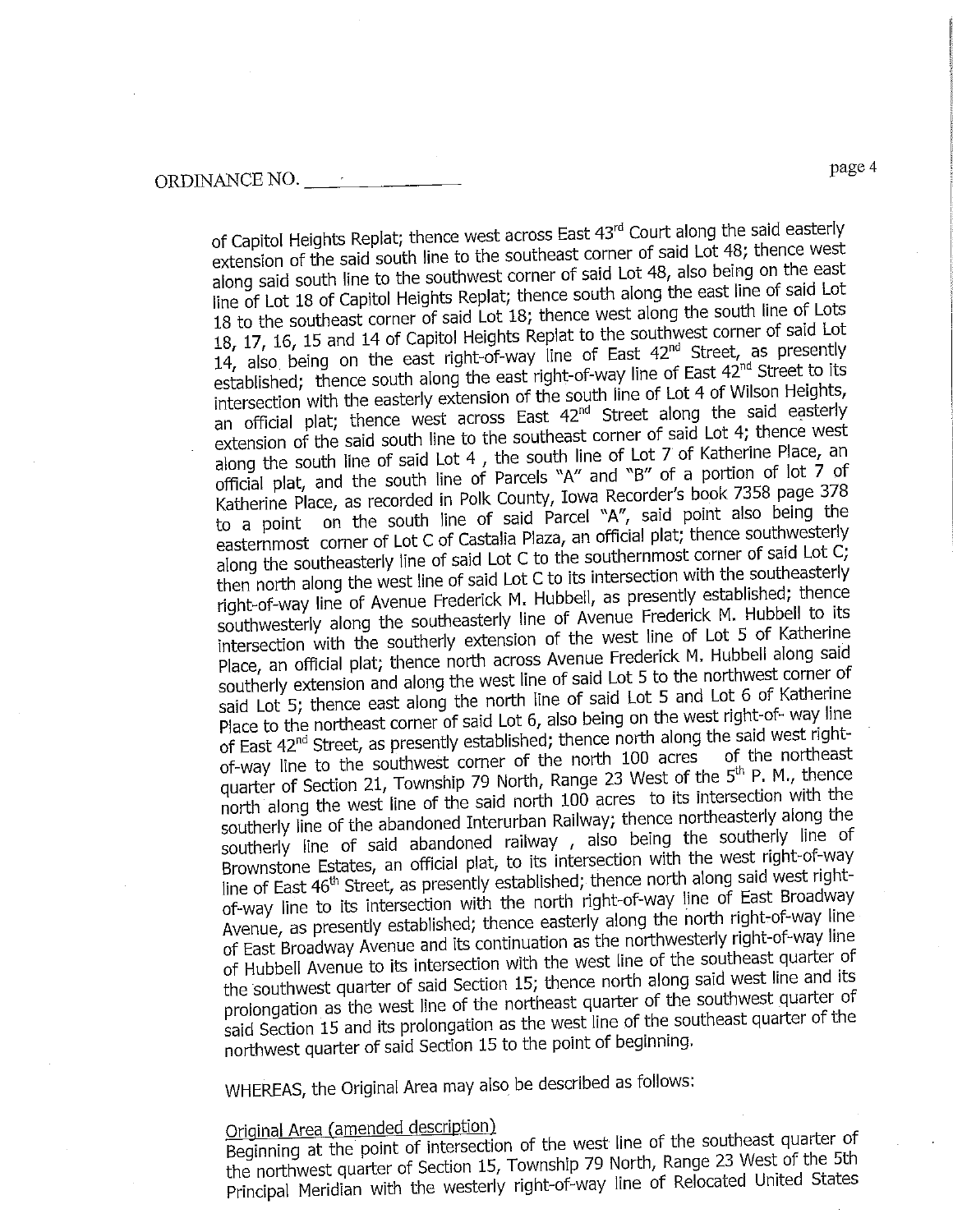of Capitol Heights Replat; thence west across East 43rd Court along the said easterly extension of the said south line to the southeast corner of said Lot 48; thence west along said south line to the southwest corner of said Lot 48, also being on the east line of Lot 18 of Capitol Heights Replat; thence south along the east line of said Lot 18 to the southeast corner of said Lot 18; thence west along the south line of Lots 18, 17, 16, 15 and 14 of Capitol Heights Replat to the southwest corner of said Lot 14, also being on the east right-of-way line of East 42nd Street, as presently established; thence south along the east right-of-way line of East 42nd Street to its intersection with the easterly extension of the south line of Lot 4 of Wilson Heights, an official plat; thence west across East 42nd Street along the said easterly extension of the said south line to the southeast corner of said Lot 4; thence west along the south line of said Lot 4 , the south line of Lot 7 of Katherine Place, an official plat, and the south line of Parcels "A" and "B" of a portion of lot 7 of Katherine Place, as recorded in Polk County, Iowa Recorder's book 7358 page 378 to a point on the south line of said Parcel "A", said point also being the easternmost corner of Lot C of Castalia Plaza, an official plat; thence southwesterly along the southeasterly line of said Lot C to the southernmost corner of said Lot C; then north along the west line of said Lot C to its intersection with the southeasterly right-of-way line of Avenue Frederick M. Hubbell, as presently established; thence southwesterly along the southeasterly line of Avenue Frederick M. Hubbell to its intersection with the southerly extension of the west line of Lot 5 of Katherine Place, an official plat; thence north across Avenue Frederick M. Hubbell along said southerly extension and along the west line of said Lot 5 to the northwest corner of said Lot 5; thence east along the north line of said Lot 5 and Lot 6 of Katherine Place to the northeast corner of said Lot 6, also being on the west right-of- way line of East 42nd Street, as presently established; thence north along the said west right-of-way line to the southwest corner of the north 100 acres of the northeast quarter of Section 21, Township 79 North, Range 23 West of the 5th P. M., thence north along the west line of the said north 100 acres to its intersection with the southerly line of the abandoned Interurban Railway; thence northeasterly along the southerly line of said abandoned railway , also being the southerly line of Brownstone Estates, an official plat, to its intersection with the west right-of-way line of East 46th Street, as presently established; thence north along said west right-of-way line to its intersection with the north right-of-way line of East Broadway Avenue, as presently established; thence easterly along the north right-of-way line of East Broadway Avenue and its continuation as the northwesterly right-of-way line of Hubbell Avenue to its intersection with the west line of the southeast quarter of the southwest quarter of said Section 15; thence north along said west line and its prolongation as the west line of the northeast quarter of the southwest quarter of said Section 15 and its prolongation as the west line of the southeast quarter of the northwest quarter of said Section 15 to the point of beginning.

WHEREAS, the Original Area may also be described as follows:

Original Area (amended description)

Beginning at the point of intersection of the west line of the southeast quarter of the northwest quarter of Section 15, Township 79 North, Range 23 West of the 5th Principal Meridian with the westerly right-of-way line of Relocated United States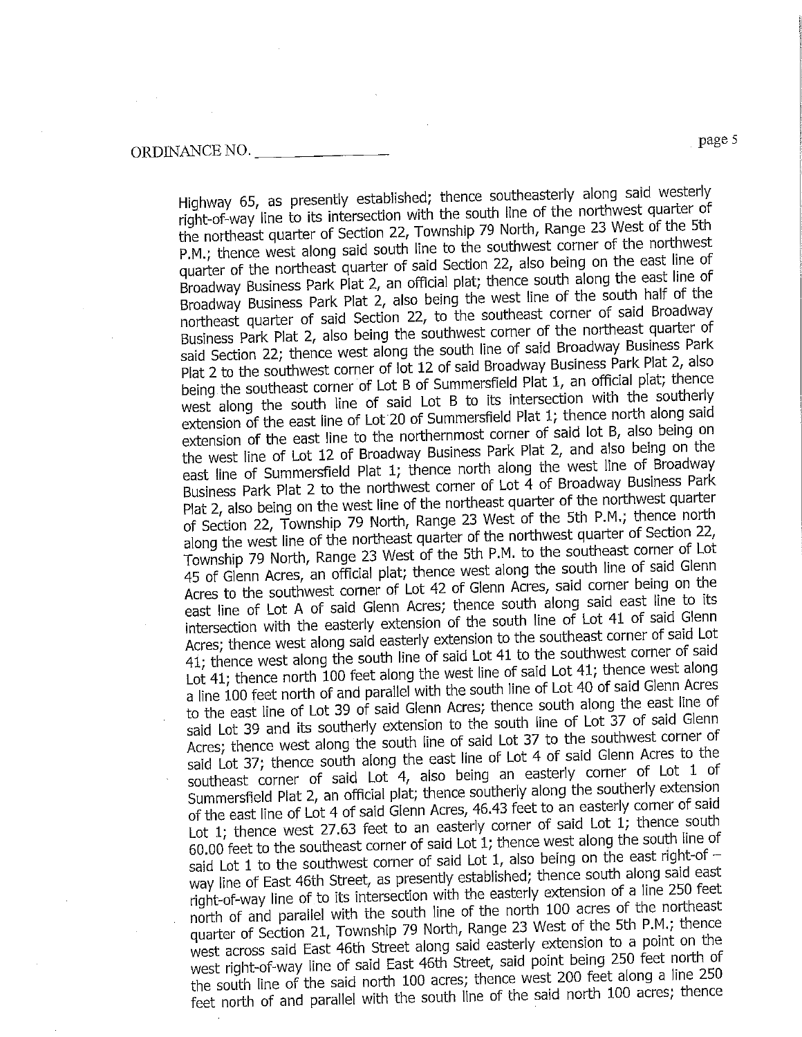Highway 65, as presently established; thence southeasterly along said westerly right-of-way line to its intersection with the south line of the northwest quarter of the northeast quarter of Section 22, Township 79 North, Range 23 West of the 5th P.M.; thence west along said south line to the southwest corner of the northwest quarter of the northeast quarter of said Section 22, also being on the east line of Broadway Business Park Plat 2, an official plat; thence south along the east line of Broadway Business Park Plat 2, also being the west line of the south half of the northeast quarter of said Section 22, to the southeast corner of said Broadway Business Park Plat 2, also being the southwest corner of the northeast quarter of said Section 22; thence west along the south line of said Broadway Business Park Plat 2 to the southwest corner of lot 12 of said Broadway Business Park Plat 2, also being the southeast corner of Lot B of Summersfield Plat 1, an official plat; thence west along the south line of said Lot B to its intersection with the southerly extension of the east line of Lot 20 of Summersfield Plat 1; thence north along said extension of the east line to the northernmost corner of said lot B, also being on the west line of Lot 12 of Broadway Business Park Plat 2, and also being on the east line of Summersfield Plat 1; thence north along the west line of Broadway Business Park Plat 2 to the northwest corner of Lot 4 of Broadway Business Park Plat 2, also being on the west line of the northeast quarter of the northwest quarter of Section 22, Township 79 North, Range 23 West of the 5th P.M.; thence north along the west line of the northeast quarter of the northwest quarter of Section 22, Township 79 North, Range 23 West of the 5th P.M. to the southeast corner of Lot 45 of Glenn Acres, an official plat; thence west along the south line of said Glenn Acres to the southwest corner of Lot 42 of Glenn Acres, said corner being on the east line of Lot A of said Glenn Acres; thence south along said east line to its intersection with the easterly extension of the south line of Lot 41 of said Glenn Acres; thence west along said easterly extension to the southeast corner of said Lot 41; thence west along the south line of said Lot 41 to the southwest corner of said Lot 41; thence north 100 feet along the west line of said Lot 41; thence west along a line 100 feet north of and parallel with the south line of Lot 40 of said Glenn Acres to the east line of Lot 39 of said Glenn Acres; thence south along the east line of said Lot 39 and its southerly extension to the south line of Lot 37 of said Glenn Acres; thence west along the south line of said Lot 37 to the southwest corner of said Lot 37; thence south along the east line of Lot 4 of said Glenn Acres to the southeast corner of said Lot 4, also being an easterly corner of Lot 1 of Summersfield Plat 2, an official plat; thence southerly along the southerly extension of the east line of Lot 4 of said Glenn Acres, 46.43 feet to an easterly corner of said Lot 1; thence west 27.63 feet to an easterly corner of said Lot 1; thence south 60.00 feet to the southeast corner of said Lot 1; thence west along the south line of said Lot 1 to the southwest corner of said Lot 1, also being on the east right-of – way line of East 46th Street, as presently established; thence south along said east right-of-way line of to its intersection with the easterly extension of a line 250 feet north of and parallel with the south line of the north 100 acres of the northeast quarter of Section 21, Township 79 North, Range 23 West of the 5th P.M.; thence west across said East 46th Street along said easterly extension to a point on the west right-of-way line of said East 46th Street, said point being 250 feet north of the south line of the said north 100 acres; thence west 200 feet along a line 250 feet north of and parallel with the south line of the said north 100 acres; thence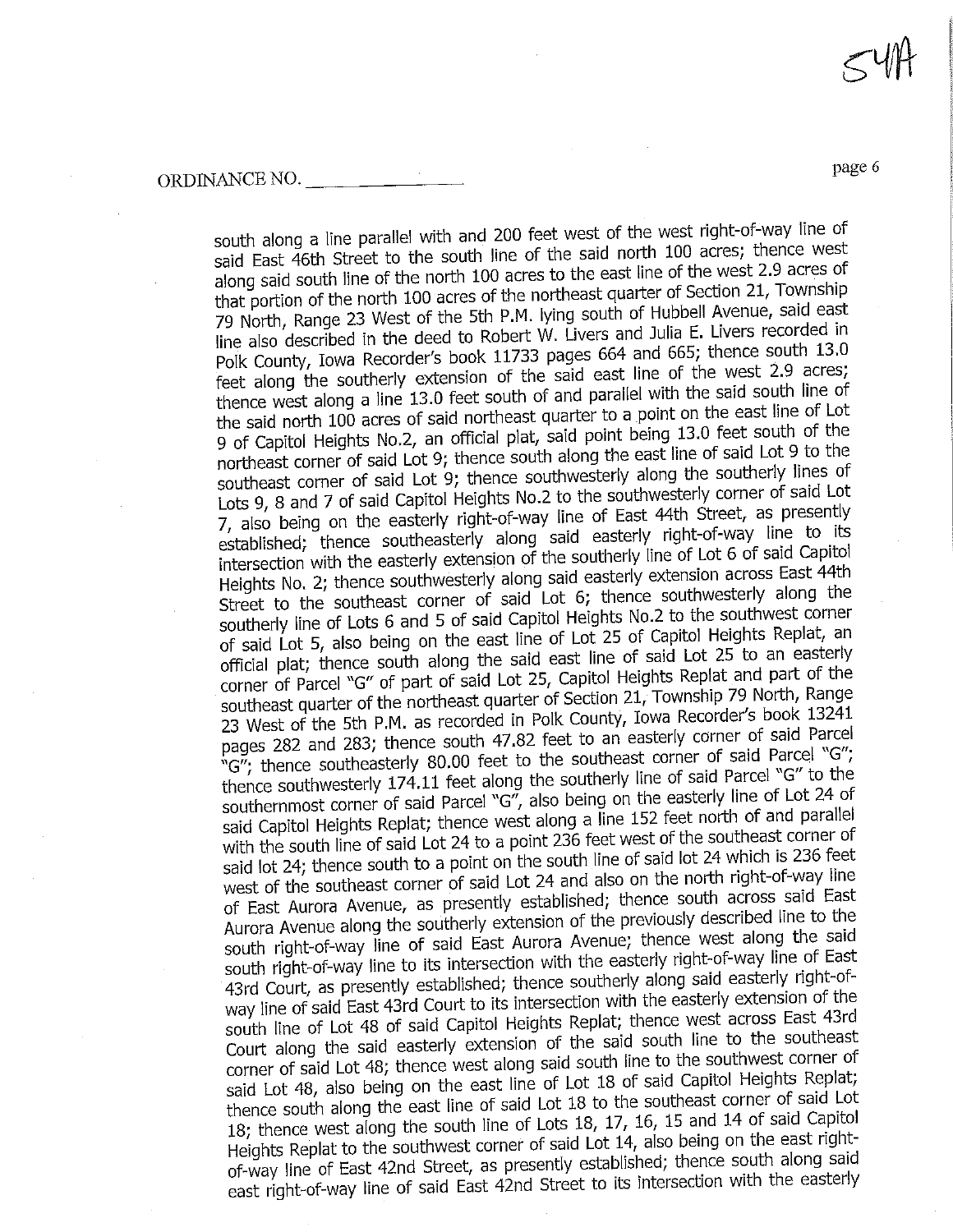ORDINANCE NO. ______________

south along a line parallel with and 200 feet west of the west right-of-way line of said East 46th Street to the south line of the said north 100 acres; thence west along said south line of the north 100 acres to the east line of the west 2.9 acres of that portion of the north 100 acres of the northeast quarter of Section 21, Township 79 North, Range 23 West of the 5th P.M. lying south of Hubbell Avenue, said east line also described in the deed to Robert W. Livers and Julia E. Livers recorded in Polk County, Iowa Recorder's book 11733 pages 664 and 665; thence south 13.0 feet along the southerly extension of the said east line of the west 2.9 acres; thence west along a line 13.0 feet south of and parallel with the said south line of the said north 100 acres of said northeast quarter to a point on the east line of Lot 9 of Capitol Heights No.2, an official plat, said point being 13.0 feet south of the northeast corner of said Lot 9; thence south along the east line of said Lot 9 to the southeast corner of said Lot 9; thence southwesterly along the southerly lines of Lots 9, 8 and 7 of said Capitol Heights No.2 to the southwesterly corner of said Lot 7, also being on the easterly right-of-way line of East 44th Street, as presently established; thence southeasterly along said easterly right-of-way line to its intersection with the easterly extension of the southerly line of Lot 6 of said Capitol Heights No. 2; thence southwesterly along said easterly extension across East 44th Street to the southeast corner of said Lot 6; thence southwesterly along the southerly line of Lots 6 and 5 of said Capitol Heights No.2 to the southwest corner of said Lot 5, also being on the east line of Lot 25 of Capitol Heights Replat, an official plat; thence south along the said east line of said Lot 25 to an easterly corner of Parcel "G" of part of said Lot 25, Capitol Heights Replat and part of the southeast quarter of the northeast quarter of Section 21, Township 79 North, Range 23 West of the 5th P.M. as recorded in Polk County, Iowa Recorder's book 13241 pages 282 and 283; thence south 47.82 feet to an easterly corner of said Parcel "G"; thence southeasterly 80.00 feet to the southeast corner of said Parcel "G"; thence southwesterly 174.11 feet along the southerly line of said Parcel "G" to the southernmost corner of said Parcel "G", also being on the easterly line of Lot 24 of said Capitol Heights Replat; thence west along a line 152 feet north of and parallel with the south line of said Lot 24 to a point 236 feet west of the southeast corner of said lot 24; thence south to a point on the south line of said lot 24 which is 236 feet west of the southeast corner of said Lot 24 and also on the north right-of-way line of East Aurora Avenue, as presently established; thence south across said East Aurora Avenue along the southerly extension of the previously described line to the south right-of-way line of said East Aurora Avenue; thence west along the said south right-of-way line to its intersection with the easterly right-of-way line of East 43rd Court, as presently established; thence southerly along said easterly right-of-way line of said East 43rd Court to its intersection with the easterly extension of the south line of Lot 48 of said Capitol Heights Replat; thence west across East 43rd Court along the said easterly extension of the said south line to the southeast corner of said Lot 48; thence west along said south line to the southwest corner of said Lot 48, also being on the east line of Lot 18 of said Capitol Heights Replat; thence south along the east line of said Lot 18 to the southeast corner of said Lot 18; thence west along the south line of Lots 18, 17, 16, 15 and 14 of said Capitol Heights Replat to the southwest corner of said Lot 14, also being on the east right-of-way line of East 42nd Street, as presently established; thence south along said east right-of-way line of said East 42nd Street to its intersection with the easterly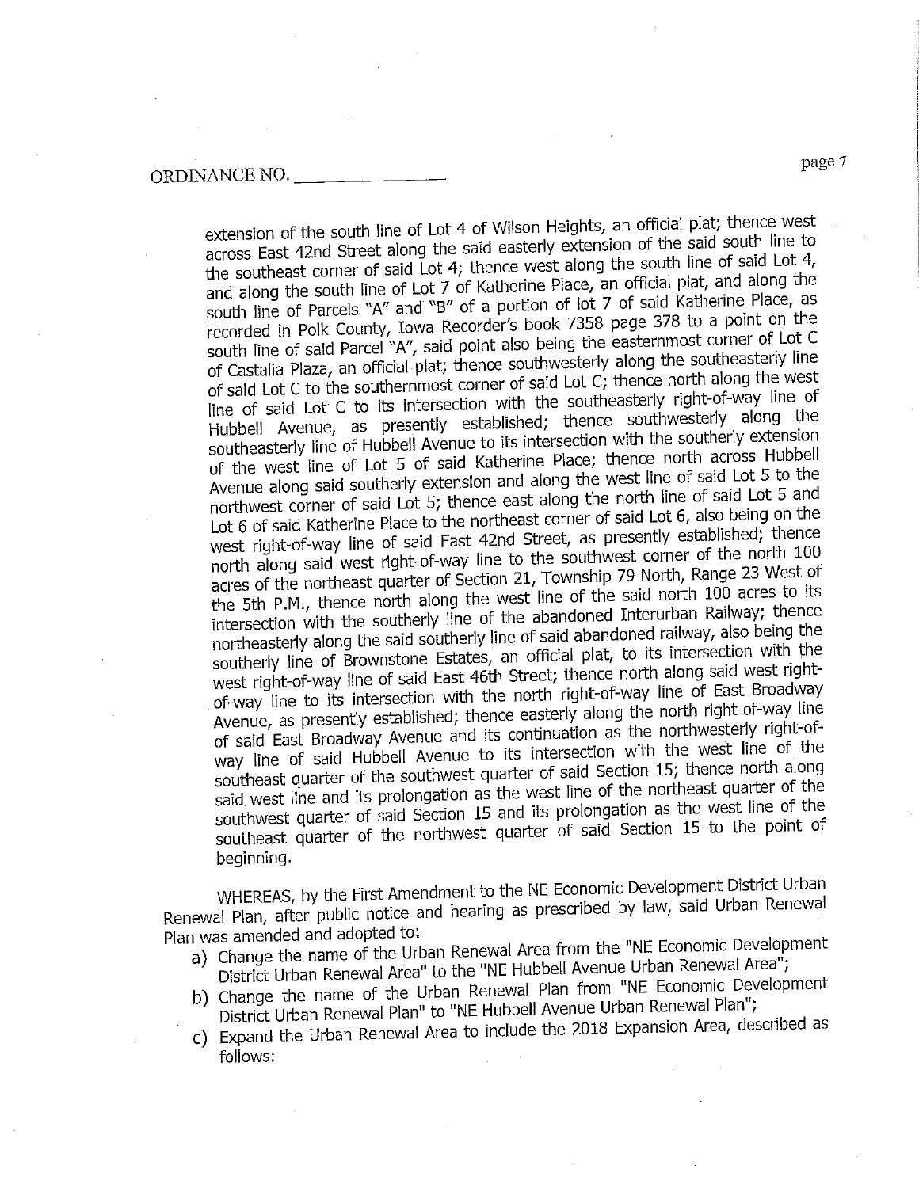ORDINANCE NO. \_\_\_\_\_\_\_\_\_\_\_\_

extension of the south line of Lot 4 of Wilson Heights, an official plat; thence west across East 42nd Street along the said easterly extension of the said south line to the southeast corner of said Lot 4; thence west along the south line of said Lot 4, and along the south line of Lot 7 of Katherine Place, an official plat, and along the south line of Parcels "A" and "B" of a portion of lot 7 of said Katherine Place, as recorded in Polk County, Iowa Recorder's book 7358 page 378 to a point on the south line of said Parcel "A", said point also being the easternmost corner of Lot C of Castalia Plaza, an official plat; thence southwesterly along the southeasterly line of said Lot C to the southernmost corner of said Lot C; thence north along the west line of said Lot C to its intersection with the southeasterly right-of-way line of Hubbell Avenue, as presently established; thence southwesterly along the southeasterly line of Hubbell Avenue to its intersection with the southerly extension of the west line of Lot 5 of said Katherine Place; thence north across Hubbell Avenue along said southerly extension and along the west line of said Lot 5 to the northwest corner of said Lot 5; thence east along the north line of said Lot 5 and Lot 6 of said Katherine Place to the northeast corner of said Lot 6, also being on the west right-of-way line of said East 42nd Street, as presently established; thence north along said west right-of-way line to the southwest corner of the north 100 acres of the northeast quarter of Section 21, Township 79 North, Range 23 West of the 5th P.M., thence north along the west line of the said north 100 acres to its intersection with the southerly line of the abandoned Interurban Railway; thence northeasterly along the said southerly line of said abandoned railway, also being the southerly line of Brownstone Estates, an official plat, to its intersection with the west right-of-way line of said East 46th Street; thence north along said west right-of-way line to its intersection with the north right-of-way line of East Broadway Avenue, as presently established; thence easterly along the north right-of-way line of said East Broadway Avenue and its continuation as the northwesterly right-of-way line of said Hubbell Avenue to its intersection with the west line of the southeast quarter of the southwest quarter of said Section 15; thence north along said west line and its prolongation as the west line of the northeast quarter of the southwest quarter of said Section 15 and its prolongation as the west line of the southeast quarter of the northwest quarter of said Section 15 to the point of beginning.

WHEREAS, by the First Amendment to the NE Economic Development District Urban Renewal Plan, after public notice and hearing as prescribed by law, said Urban Renewal Plan was amended and adopted to:

a) Change the name of the Urban Renewal Area from the "NE Economic Development District Urban Renewal Area" to the "NE Hubbell Avenue Urban Renewal Area";
b) Change the name of the Urban Renewal Plan from "NE Economic Development District Urban Renewal Plan" to "NE Hubbell Avenue Urban Renewal Plan";
c) Expand the Urban Renewal Area to include the 2018 Expansion Area, described as follows: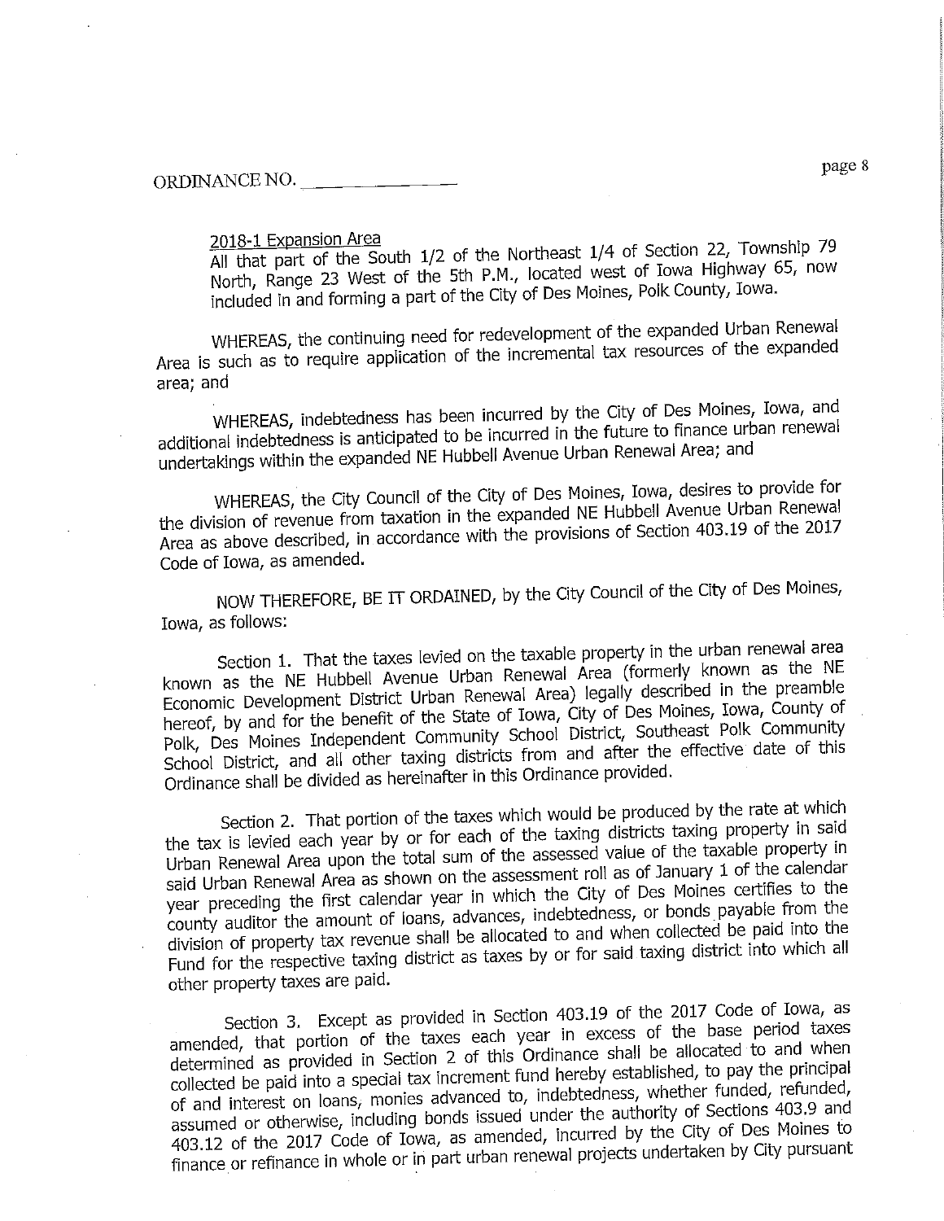ORDINANCE NO. ______________

2018-1 Expansion Area
All that part of the South 1/2 of the Northeast 1/4 of Section 22, Township 79 North, Range 23 West of the 5th P.M., located west of Iowa Highway 65, now included in and forming a part of the City of Des Moines, Polk County, Iowa.

WHEREAS, the continuing need for redevelopment of the expanded Urban Renewal Area is such as to require application of the incremental tax resources of the expanded area; and

WHEREAS, indebtedness has been incurred by the City of Des Moines, Iowa, and additional indebtedness is anticipated to be incurred in the future to finance urban renewal undertakings within the expanded NE Hubbell Avenue Urban Renewal Area; and

WHEREAS, the City Council of the City of Des Moines, Iowa, desires to provide for the division of revenue from taxation in the expanded NE Hubbell Avenue Urban Renewal Area as above described, in accordance with the provisions of Section 403.19 of the 2017 Code of Iowa, as amended.

NOW THEREFORE, BE IT ORDAINED, by the City Council of the City of Des Moines, Iowa, as follows:

Section 1. That the taxes levied on the taxable property in the urban renewal area known as the NE Hubbell Avenue Urban Renewal Area (formerly known as the NE Economic Development District Urban Renewal Area) legally described in the preamble hereof, by and for the benefit of the State of Iowa, City of Des Moines, Iowa, County of Polk, Des Moines Independent Community School District, Southeast Polk Community School District, and all other taxing districts from and after the effective date of this Ordinance shall be divided as hereinafter in this Ordinance provided.

Section 2. That portion of the taxes which would be produced by the rate at which the tax is levied each year by or for each of the taxing districts taxing property in said Urban Renewal Area upon the total sum of the assessed value of the taxable property in said Urban Renewal Area as shown on the assessment roll as of January 1 of the calendar year preceding the first calendar year in which the City of Des Moines certifies to the county auditor the amount of loans, advances, indebtedness, or bonds payable from the division of property tax revenue shall be allocated to and when collected be paid into the Fund for the respective taxing district as taxes by or for said taxing district into which all other property taxes are paid.

Section 3. Except as provided in Section 403.19 of the 2017 Code of Iowa, as amended, that portion of the taxes each year in excess of the base period taxes determined as provided in Section 2 of this Ordinance shall be allocated to and when collected be paid into a special tax increment fund hereby established, to pay the principal of and interest on loans, monies advanced to, indebtedness, whether funded, refunded, assumed or otherwise, including bonds issued under the authority of Sections 403.9 and 403.12 of the 2017 Code of Iowa, as amended, incurred by the City of Des Moines to finance or refinance in whole or in part urban renewal projects undertaken by City pursuant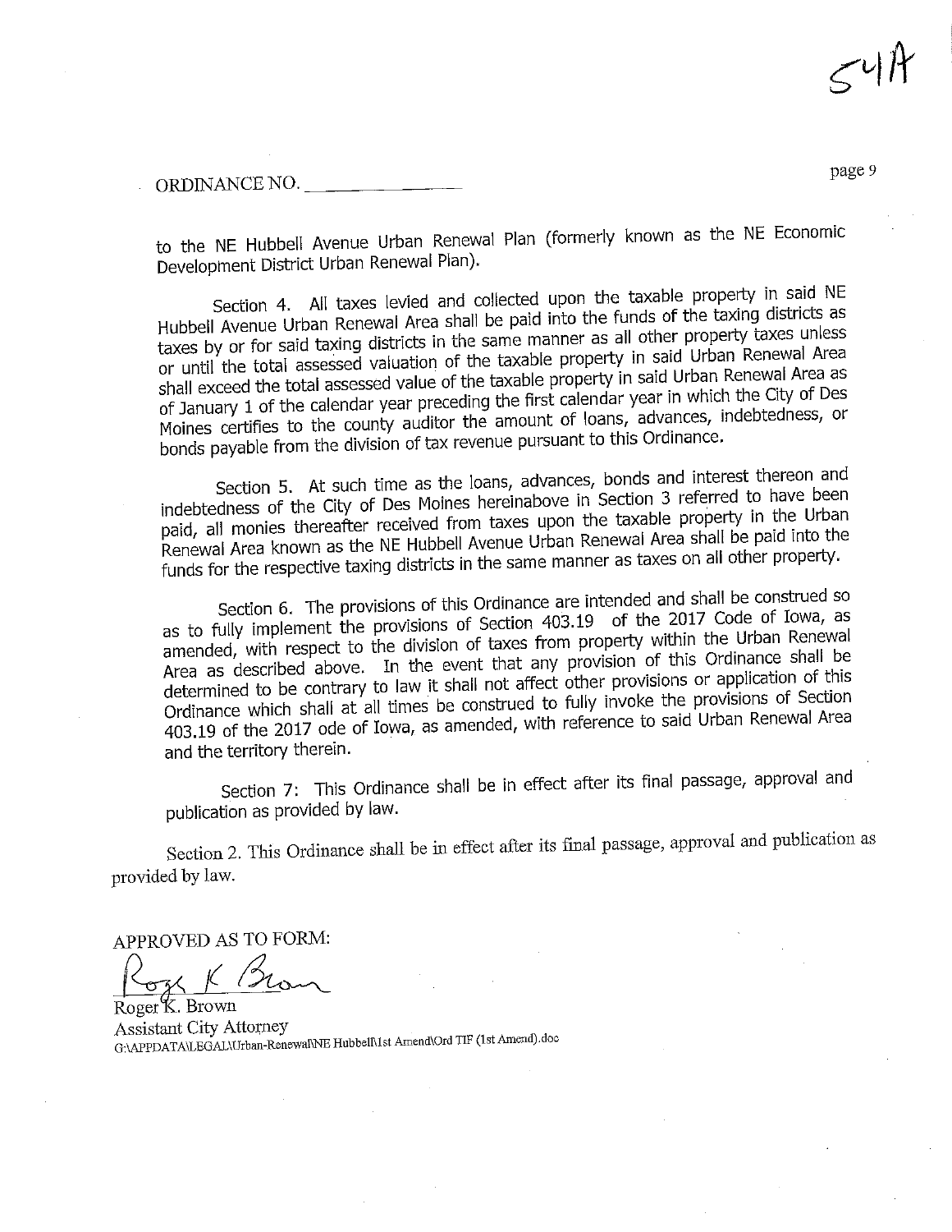ORDINANCE NO. ______________

to the NE Hubbell Avenue Urban Renewal Plan (formerly known as the NE Economic Development District Urban Renewal Plan).

Section 4. All taxes levied and collected upon the taxable property in said NE Hubbell Avenue Urban Renewal Area shall be paid into the funds of the taxing districts as taxes by or for said taxing districts in the same manner as all other property taxes unless or until the total assessed valuation of the taxable property in said Urban Renewal Area shall exceed the total assessed value of the taxable property in said Urban Renewal Area as of January 1 of the calendar year preceding the first calendar year in which the City of Des Moines certifies to the county auditor the amount of loans, advances, indebtedness, or bonds payable from the division of tax revenue pursuant to this Ordinance.

Section 5. At such time as the loans, advances, bonds and interest thereon and indebtedness of the City of Des Moines hereinabove in Section 3 referred to have been paid, all monies thereafter received from taxes upon the taxable property in the Urban Renewal Area known as the NE Hubbell Avenue Urban Renewal Area shall be paid into the funds for the respective taxing districts in the same manner as taxes on all other property.

Section 6. The provisions of this Ordinance are intended and shall be construed so as to fully implement the provisions of Section 403.19 of the 2017 Code of Iowa, as amended, with respect to the division of taxes from property within the Urban Renewal Area as described above. In the event that any provision of this Ordinance shall be determined to be contrary to law it shall not affect other provisions or application of this Ordinance which shall at all times be construed to fully invoke the provisions of Section 403.19 of the 2017 ode of Iowa, as amended, with reference to said Urban Renewal Area and the territory therein.

Section 7: This Ordinance shall be in effect after its final passage, approval and publication as provided by law.

Section 2. This Ordinance shall be in effect after its final passage, approval and publication as provided by law.

APPROVED AS TO FORM:

Roger K. Brown
Assistant City Attorney
G:\APPDATA\LEGAL\Urban-Renewal\NE Hubbell\1st Amend\Ord TIF (1st Amend).doc